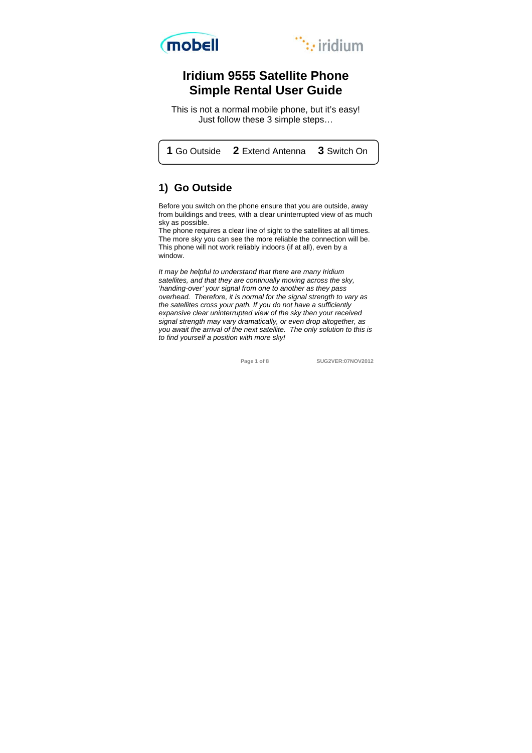mobell iridium

# Iridium 9555 Satellite Phone
# Simple Rental User Guide

This is not a normal mobile phone, but it's easy!
Just follow these 3 simple steps…

**1** Go Outside **2** Extend Antenna **3** Switch On

## 1) Go Outside

Before you switch on the phone ensure that you are outside, away from buildings and trees, with a clear uninterrupted view of as much sky as possible.
The phone requires a clear line of sight to the satellites at all times. The more sky you can see the more reliable the connection will be. This phone will not work reliably indoors (if at all), even by a window.

*It may be helpful to understand that there are many Iridium satellites, and that they are continually moving across the sky, 'handing-over' your signal from one to another as they pass overhead. Therefore, it is normal for the signal strength to vary as the satellites cross your path. If you do not have a sufficiently expansive clear uninterrupted view of the sky then your received signal strength may vary dramatically, or even drop altogether, as you await the arrival of the next satellite. The only solution to this is to find yourself a position with more sky!*

SUG2VER:07NOV2012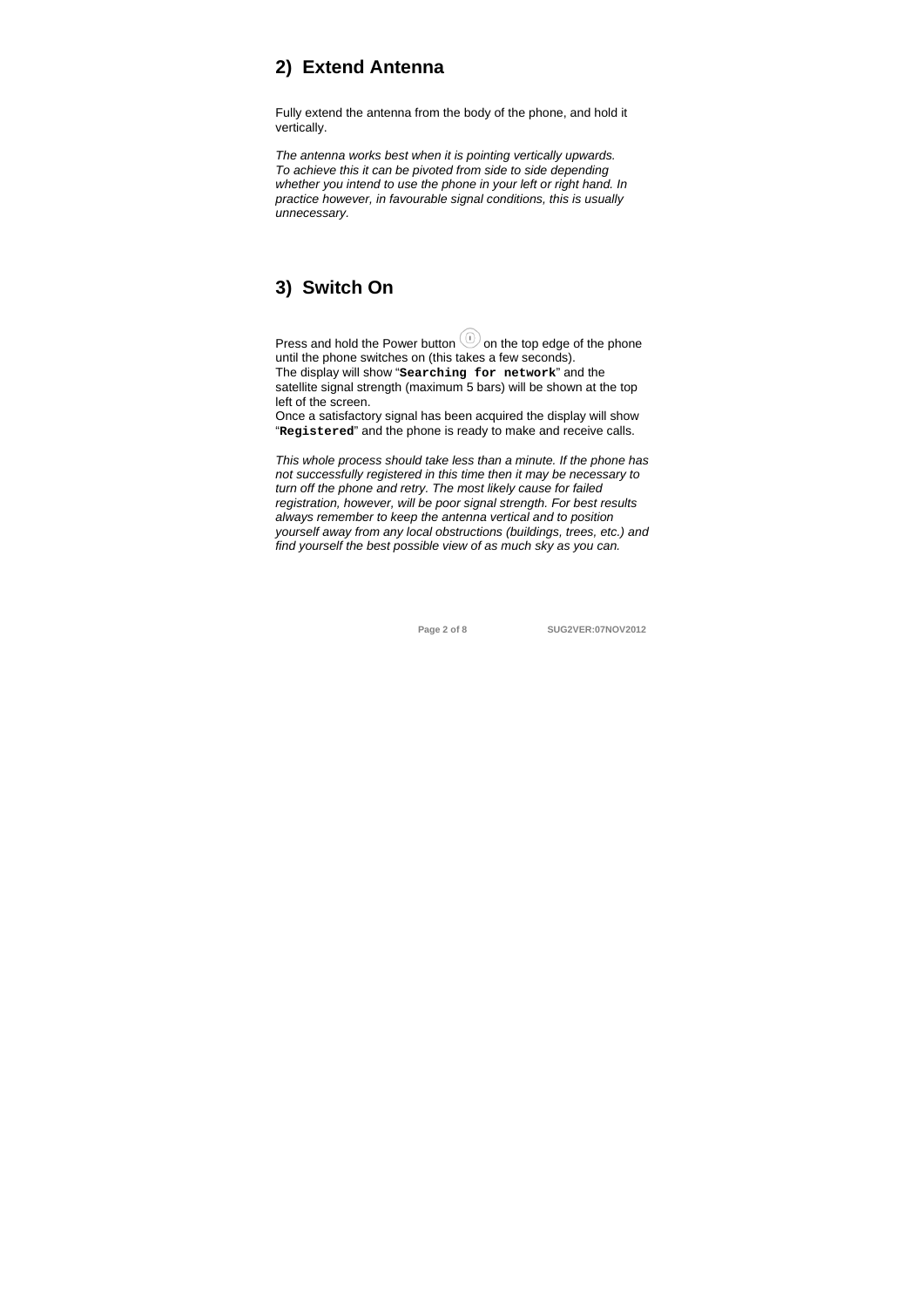## 2) Extend Antenna

Fully extend the antenna from the body of the phone, and hold it vertically.

*The antenna works best when it is pointing vertically upwards. To achieve this it can be pivoted from side to side depending whether you intend to use the phone in your left or right hand. In practice however, in favourable signal conditions, this is usually unnecessary.*

## 3) Switch On

Press and hold the Power button on the top edge of the phone until the phone switches on (this takes a few seconds).
The display will show "`Searching for network`" and the satellite signal strength (maximum 5 bars) will be shown at the top left of the screen.
Once a satisfactory signal has been acquired the display will show "`Registered`" and the phone is ready to make and receive calls.

*This whole process should take less than a minute. If the phone has not successfully registered in this time then it may be necessary to turn off the phone and retry. The most likely cause for failed registration, however, will be poor signal strength. For best results always remember to keep the antenna vertical and to position yourself away from any local obstructions (buildings, trees, etc.) and find yourself the best possible view of as much sky as you can.*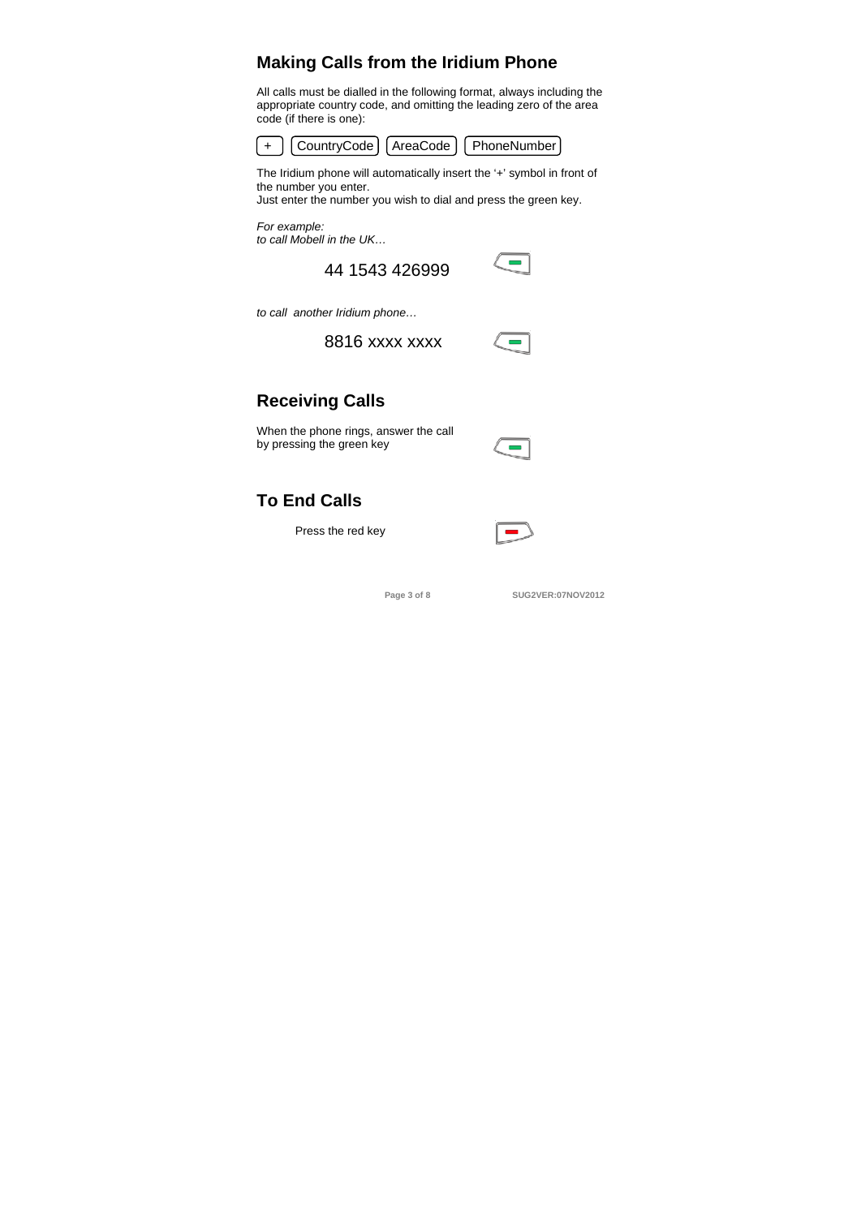## Making Calls from the Iridium Phone

All calls must be dialled in the following format, always including the appropriate country code, and omitting the leading zero of the area code (if there is one):

+ CountryCode AreaCode PhoneNumber

The Iridium phone will automatically insert the '+' symbol in front of the number you enter.
Just enter the number you wish to dial and press the green key.

*For example:*
*to call Mobell in the UK…*

44 1543 426999

*to call another Iridium phone…*

8816 xxxx xxxx

## Receiving Calls

When the phone rings, answer the call by pressing the green key

## To End Calls

Press the red key

SUG2VER:07NOV2012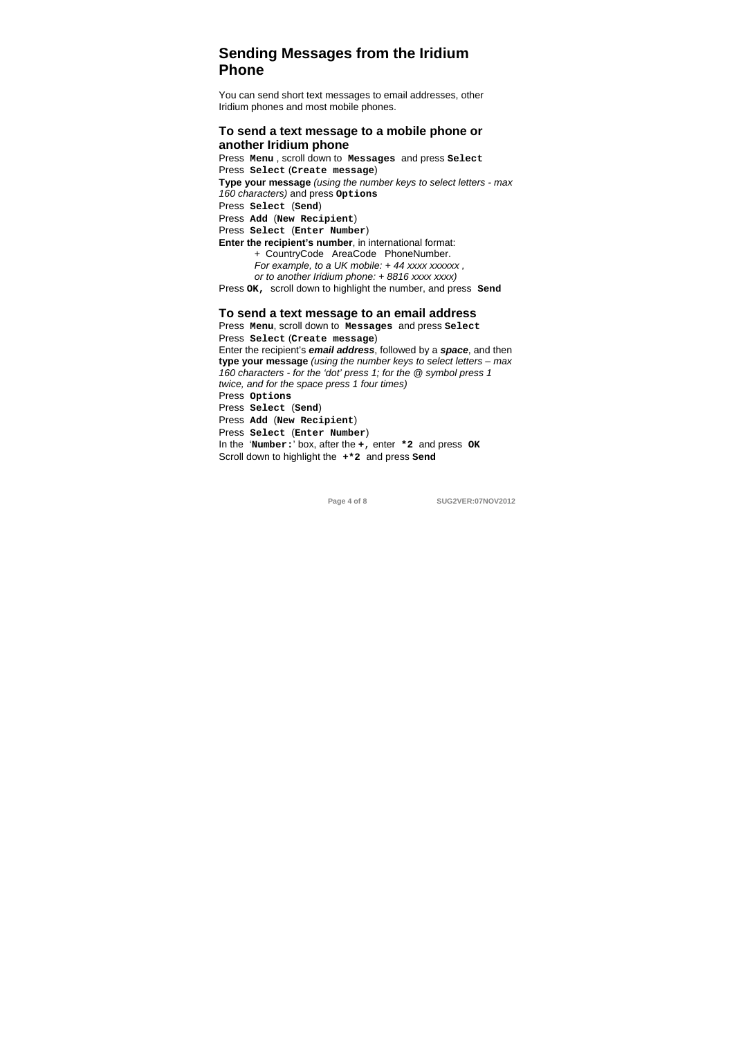# Sending Messages from the Iridium Phone

You can send short text messages to email addresses, other Iridium phones and most mobile phones.

## To send a text message to a mobile phone or another Iridium phone

Press **`Menu`** , scroll down to **`Messages`** and press **`Select`**
Press **`Select`** (**`Create message`**)
**Type your message** *(using the number keys to select letters - max 160 characters)* and press **`Options`**
Press **`Select`** (**`Send`**)
Press **`Add`** (**`New Recipient`**)
Press **`Select`** (**`Enter Number`**)
**Enter the recipient's number**, in international format:

> + CountryCode AreaCode PhoneNumber.
> *For example, to a UK mobile: + 44 xxxx xxxxxx ,*
> *or to another Iridium phone: + 8816 xxxx xxxx)*

Press **`OK,`** scroll down to highlight the number, and press **`Send`**

## To send a text message to an email address

Press **`Menu`**, scroll down to **`Messages`** and press **`Select`**
Press **`Select`** (**`Create message`**)
Enter the recipient's ***email address***, followed by a ***space***, and then **type your message** *(using the number keys to select letters – max 160 characters - for the 'dot' press 1; for the @ symbol press 1 twice, and for the space press 1 four times)*
Press **`Options`**
Press **`Select`** (**`Send`**)
Press **`Add`** (**`New Recipient`**)
Press **`Select`** (**`Enter Number`**)
In the '**`Number:`**' box, after the **`+,`** enter **`*2`** and press **`OK`**
Scroll down to highlight the **`+*2`** and press **`Send`**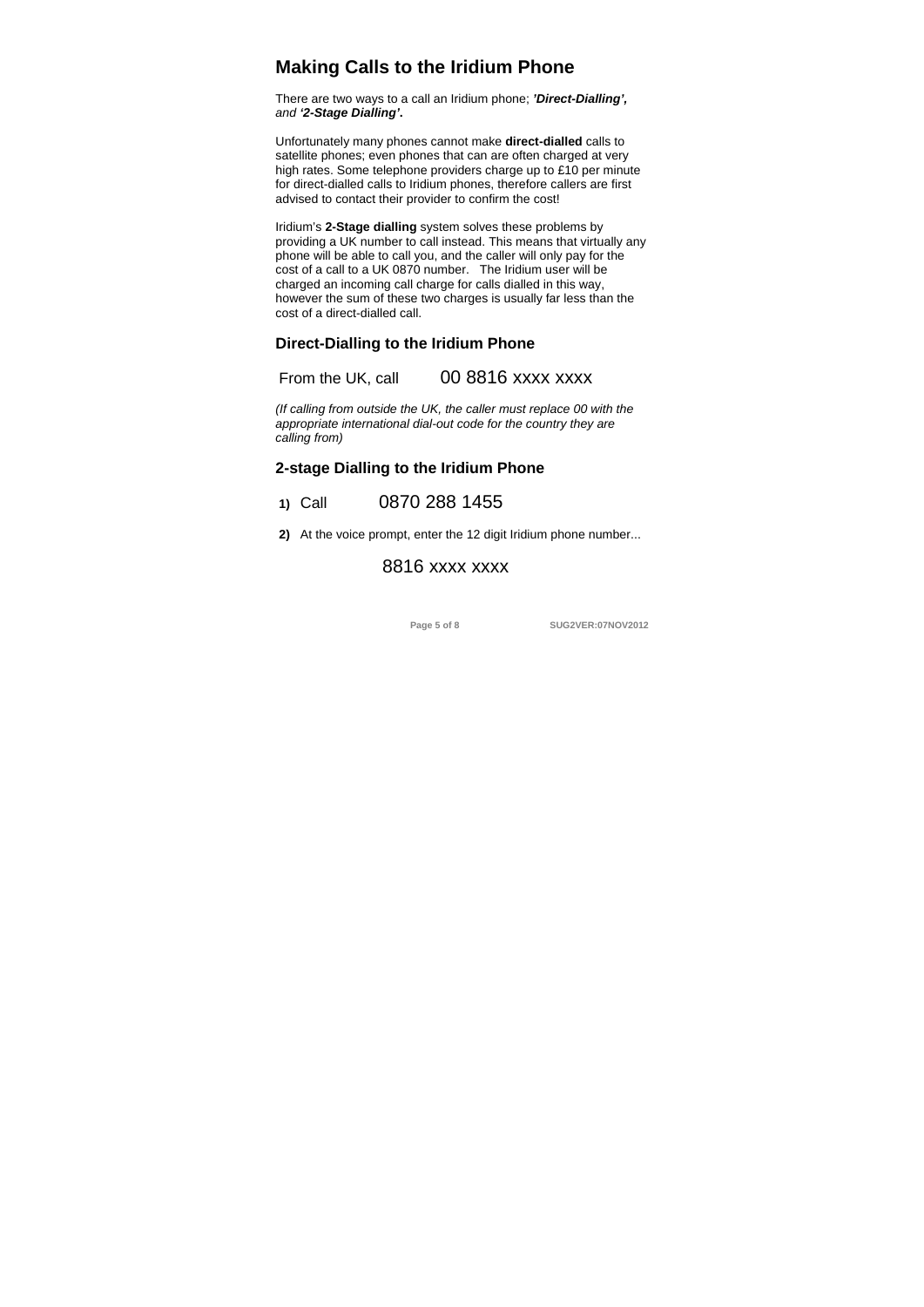# Making Calls to the Iridium Phone

There are two ways to a call an Iridium phone; ***'Direct-Dialling',*** *and* ***'2-Stage Dialling'*****.**

Unfortunately many phones cannot make **direct-dialled** calls to satellite phones; even phones that can are often charged at very high rates. Some telephone providers charge up to £10 per minute for direct-dialled calls to Iridium phones, therefore callers are first advised to contact their provider to confirm the cost!

Iridium's **2-Stage dialling** system solves these problems by providing a UK number to call instead. This means that virtually any phone will be able to call you, and the caller will only pay for the cost of a call to a UK 0870 number. The Iridium user will be charged an incoming call charge for calls dialled in this way, however the sum of these two charges is usually far less than the cost of a direct-dialled call.

## Direct-Dialling to the Iridium Phone

From the UK, call 00 8816 xxxx xxxx

*(If calling from outside the UK, the caller must replace 00 with the appropriate international dial-out code for the country they are calling from)*

## 2-stage Dialling to the Iridium Phone

**1)** Call 0870 288 1455

**2)** At the voice prompt, enter the 12 digit Iridium phone number...

8816 xxxx xxxx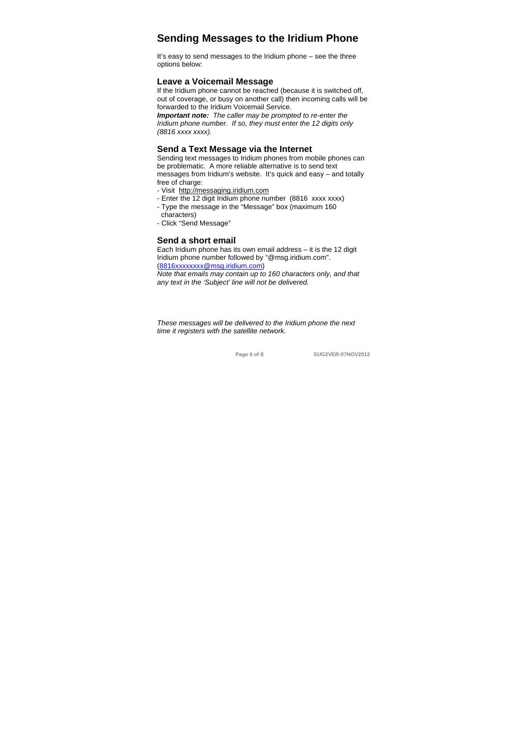# Sending Messages to the Iridium Phone

It's easy to send messages to the Iridium phone – see the three options below:

## Leave a Voicemail Message

If the Iridium phone cannot be reached (because it is switched off, out of coverage, or busy on another call) then incoming calls will be forwarded to the Iridium Voicemail Service.

***Important note:*** *The caller may be prompted to re-enter the Iridium phone number. If so, they must enter the 12 digits only (8816 xxxx xxxx).*

## Send a Text Message via the Internet

Sending text messages to Iridium phones from mobile phones can be problematic. A more reliable alternative is to send text messages from Iridium's website. It's quick and easy – and totally free of charge:

- Visit http://messaging.iridium.com
- Enter the 12 digit Iridium phone number (8816 xxxx xxxx)
- Type the message in the "Message" box (maximum 160 characters)
- Click "Send Message"

## Send a short email

Each Iridium phone has its own email address – it is the 12 digit Iridium phone number followed by "@msg.iridium.com". (8816xxxxxxxx@msg.iridium.com)

*Note that emails may contain up to 160 characters only, and that any text in the 'Subject' line will not be delivered.*

*These messages will be delivered to the Iridium phone the next time it registers with the satellite network.*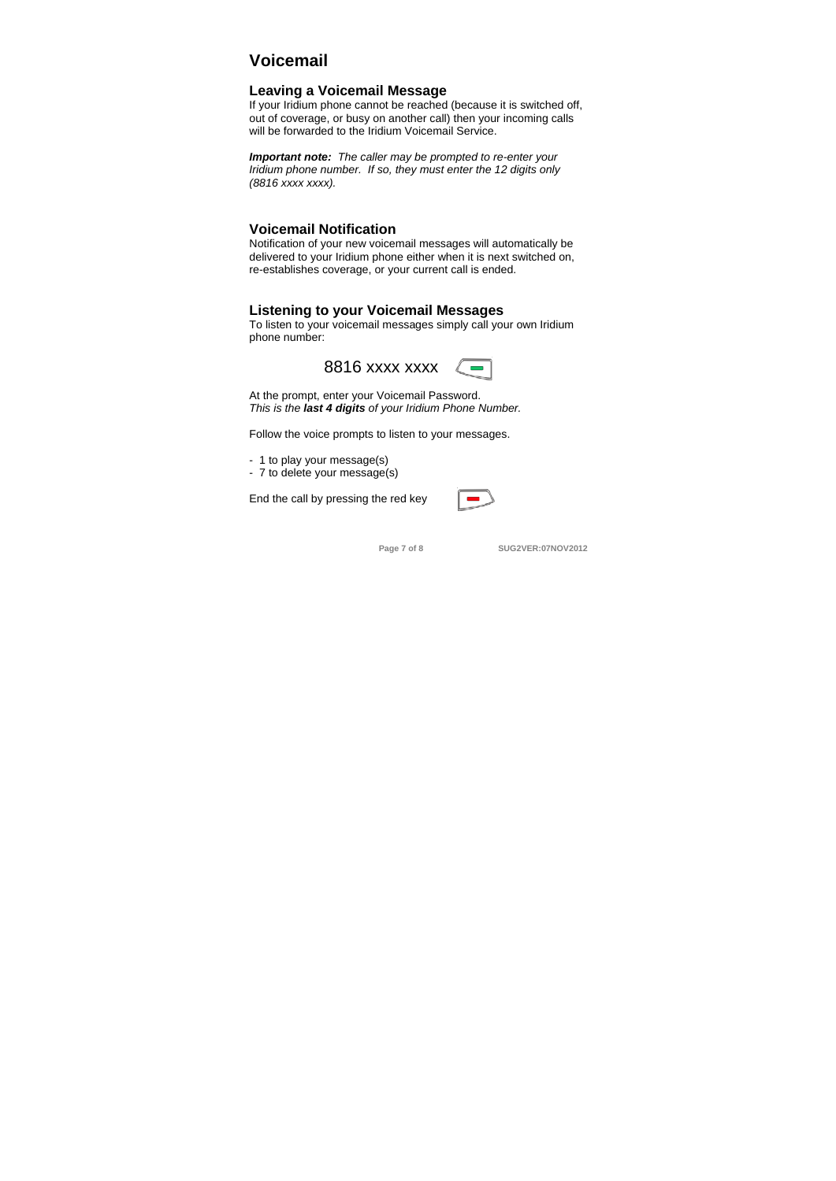# Voicemail

## Leaving a Voicemail Message

If your Iridium phone cannot be reached (because it is switched off, out of coverage, or busy on another call) then your incoming calls will be forwarded to the Iridium Voicemail Service.

***Important note:*** *The caller may be prompted to re-enter your Iridium phone number. If so, they must enter the 12 digits only (8816 xxxx xxxx).*

## Voicemail Notification

Notification of your new voicemail messages will automatically be delivered to your Iridium phone either when it is next switched on, re-establishes coverage, or your current call is ended.

## Listening to your Voicemail Messages

To listen to your voicemail messages simply call your own Iridium phone number:

8816 xxxx xxxx

At the prompt, enter your Voicemail Password.
*This is the **last 4 digits** of your Iridium Phone Number.*

Follow the voice prompts to listen to your messages.

- 1 to play your message(s)
- 7 to delete your message(s)

End the call by pressing the red key

SUG2VER:07NOV2012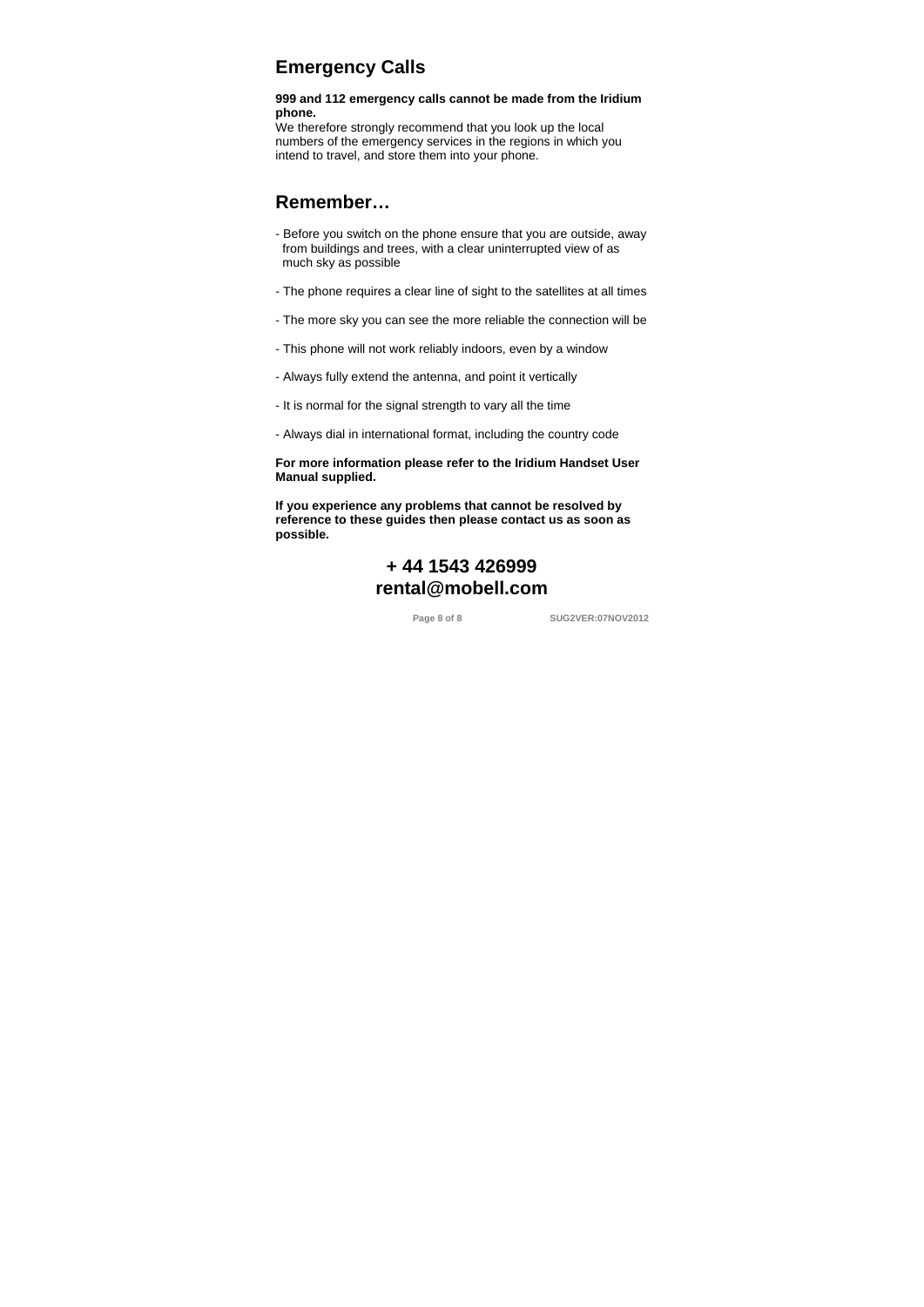## Emergency Calls

**999 and 112 emergency calls cannot be made from the Iridium phone.**
We therefore strongly recommend that you look up the local numbers of the emergency services in the regions in which you intend to travel, and store them into your phone.

## Remember…

- Before you switch on the phone ensure that you are outside, away from buildings and trees, with a clear uninterrupted view of as much sky as possible
- The phone requires a clear line of sight to the satellites at all times
- The more sky you can see the more reliable the connection will be
- This phone will not work reliably indoors, even by a window
- Always fully extend the antenna, and point it vertically
- It is normal for the signal strength to vary all the time
- Always dial in international format, including the country code

**For more information please refer to the Iridium Handset User Manual supplied.**

**If you experience any problems that cannot be resolved by reference to these guides then please contact us as soon as possible.**

**+ 44 1543 426999**
**rental@mobell.com**

SUG2VER:07NOV2012